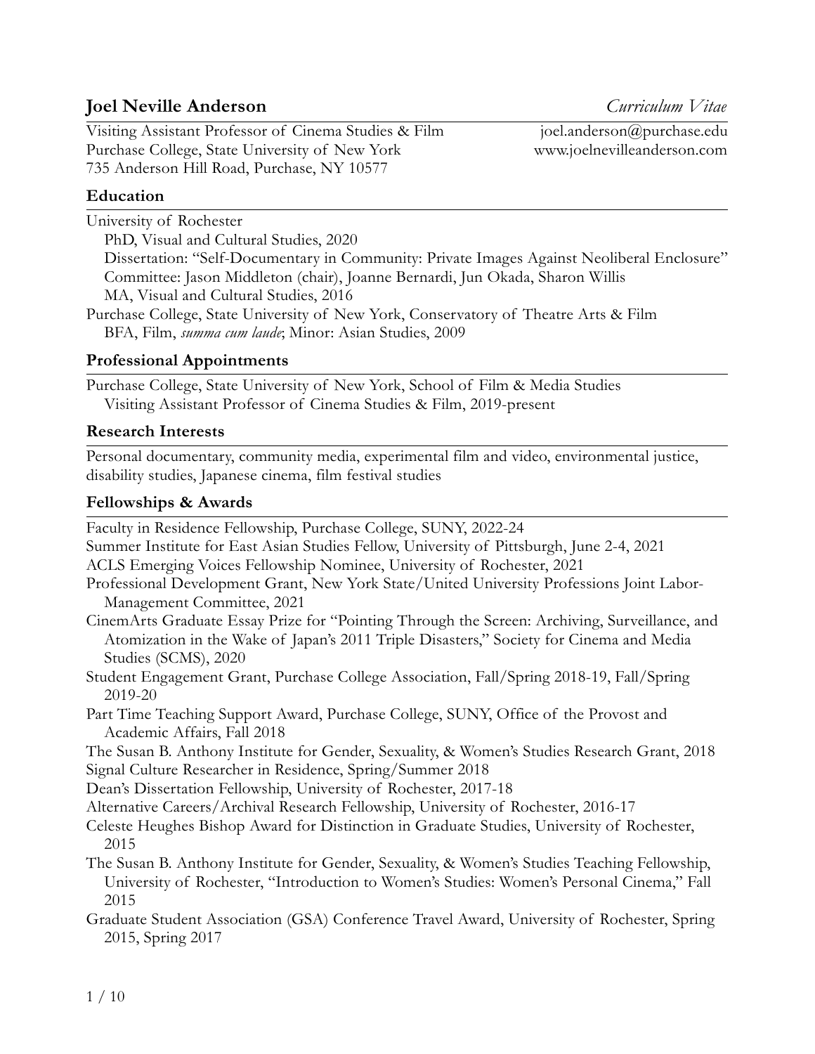# Joel Neville Anderson

*Curriculum Vitae*

Visiting Assistant Professor of Cinema Studies & Film
Purchase College, State University of New York
735 Anderson Hill Road, Purchase, NY 10577

joel.anderson@purchase.edu
www.joelnevilleanderson.com

## Education

University of Rochester
- PhD, Visual and Cultural Studies, 2020
- Dissertation: "Self-Documentary in Community: Private Images Against Neoliberal Enclosure"
- Committee: Jason Middleton (chair), Joanne Bernardi, Jun Okada, Sharon Willis
- MA, Visual and Cultural Studies, 2016

Purchase College, State University of New York, Conservatory of Theatre Arts & Film
- BFA, Film, *summa cum laude*; Minor: Asian Studies, 2009

## Professional Appointments

Purchase College, State University of New York, School of Film & Media Studies
- Visiting Assistant Professor of Cinema Studies & Film, 2019-present

## Research Interests

Personal documentary, community media, experimental film and video, environmental justice, disability studies, Japanese cinema, film festival studies

## Fellowships & Awards

Faculty in Residence Fellowship, Purchase College, SUNY, 2022-24

Summer Institute for East Asian Studies Fellow, University of Pittsburgh, June 2-4, 2021

ACLS Emerging Voices Fellowship Nominee, University of Rochester, 2021

Professional Development Grant, New York State/United University Professions Joint Labor-Management Committee, 2021

CinemArts Graduate Essay Prize for "Pointing Through the Screen: Archiving, Surveillance, and Atomization in the Wake of Japan's 2011 Triple Disasters," Society for Cinema and Media Studies (SCMS), 2020

Student Engagement Grant, Purchase College Association, Fall/Spring 2018-19, Fall/Spring 2019-20

Part Time Teaching Support Award, Purchase College, SUNY, Office of the Provost and Academic Affairs, Fall 2018

The Susan B. Anthony Institute for Gender, Sexuality, & Women's Studies Research Grant, 2018

Signal Culture Researcher in Residence, Spring/Summer 2018

Dean's Dissertation Fellowship, University of Rochester, 2017-18

Alternative Careers/Archival Research Fellowship, University of Rochester, 2016-17

Celeste Heughes Bishop Award for Distinction in Graduate Studies, University of Rochester, 2015

The Susan B. Anthony Institute for Gender, Sexuality, & Women's Studies Teaching Fellowship, University of Rochester, "Introduction to Women's Studies: Women's Personal Cinema," Fall 2015

Graduate Student Association (GSA) Conference Travel Award, University of Rochester, Spring 2015, Spring 2017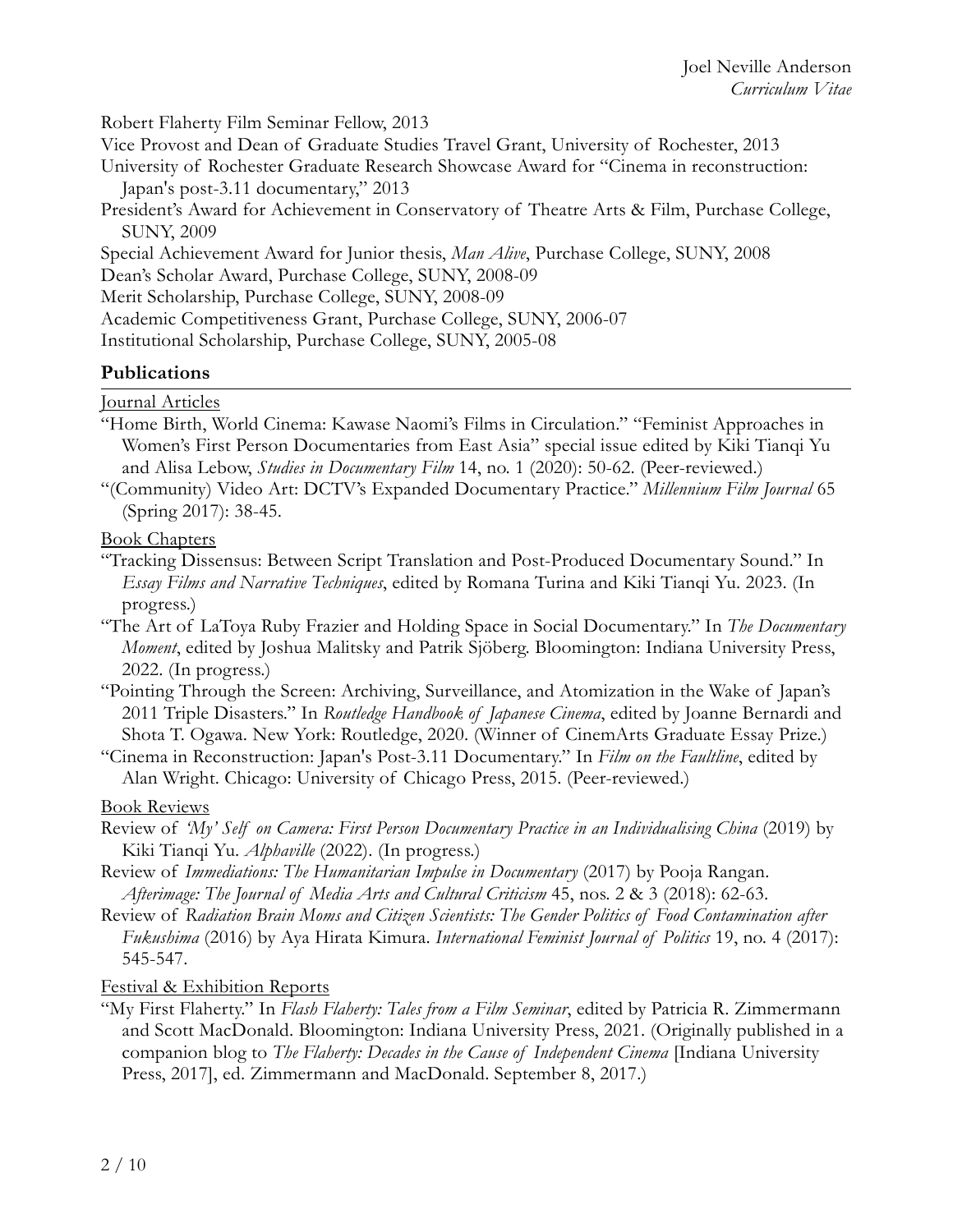Robert Flaherty Film Seminar Fellow, 2013

Vice Provost and Dean of Graduate Studies Travel Grant, University of Rochester, 2013

University of Rochester Graduate Research Showcase Award for "Cinema in reconstruction: Japan's post-3.11 documentary," 2013

President's Award for Achievement in Conservatory of Theatre Arts & Film, Purchase College, SUNY, 2009

Special Achievement Award for Junior thesis, *Man Alive*, Purchase College, SUNY, 2008

Dean's Scholar Award, Purchase College, SUNY, 2008-09

Merit Scholarship, Purchase College, SUNY, 2008-09

Academic Competitiveness Grant, Purchase College, SUNY, 2006-07

Institutional Scholarship, Purchase College, SUNY, 2005-08

## Publications

<u>Journal Articles</u>

"Home Birth, World Cinema: Kawase Naomi's Films in Circulation." "Feminist Approaches in Women's First Person Documentaries from East Asia" special issue edited by Kiki Tianqi Yu and Alisa Lebow, *Studies in Documentary Film* 14, no. 1 (2020): 50-62. (Peer-reviewed.)

"(Community) Video Art: DCTV's Expanded Documentary Practice." *Millennium Film Journal* 65 (Spring 2017): 38-45.

<u>Book Chapters</u>

"Tracking Dissensus: Between Script Translation and Post-Produced Documentary Sound." In *Essay Films and Narrative Techniques*, edited by Romana Turina and Kiki Tianqi Yu. 2023. (In progress.)

"The Art of LaToya Ruby Frazier and Holding Space in Social Documentary." In *The Documentary Moment*, edited by Joshua Malitsky and Patrik Sjöberg. Bloomington: Indiana University Press, 2022. (In progress.)

"Pointing Through the Screen: Archiving, Surveillance, and Atomization in the Wake of Japan's 2011 Triple Disasters." In *Routledge Handbook of Japanese Cinema*, edited by Joanne Bernardi and Shota T. Ogawa. New York: Routledge, 2020. (Winner of CinemArts Graduate Essay Prize.)

"Cinema in Reconstruction: Japan's Post-3.11 Documentary." In *Film on the Faultline*, edited by Alan Wright. Chicago: University of Chicago Press, 2015. (Peer-reviewed.)

<u>Book Reviews</u>

Review of *'My' Self on Camera: First Person Documentary Practice in an Individualising China* (2019) by Kiki Tianqi Yu. *Alphaville* (2022). (In progress.)

Review of *Immediations: The Humanitarian Impulse in Documentary* (2017) by Pooja Rangan. *Afterimage: The Journal of Media Arts and Cultural Criticism* 45, nos. 2 & 3 (2018): 62-63.

Review of *Radiation Brain Moms and Citizen Scientists: The Gender Politics of Food Contamination after Fukushima* (2016) by Aya Hirata Kimura. *International Feminist Journal of Politics* 19, no. 4 (2017): 545-547.

<u>Festival & Exhibition Reports</u>

"My First Flaherty." In *Flash Flaherty: Tales from a Film Seminar*, edited by Patricia R. Zimmermann and Scott MacDonald. Bloomington: Indiana University Press, 2021. (Originally published in a companion blog to *The Flaherty: Decades in the Cause of Independent Cinema* [Indiana University Press, 2017], ed. Zimmermann and MacDonald. September 8, 2017.)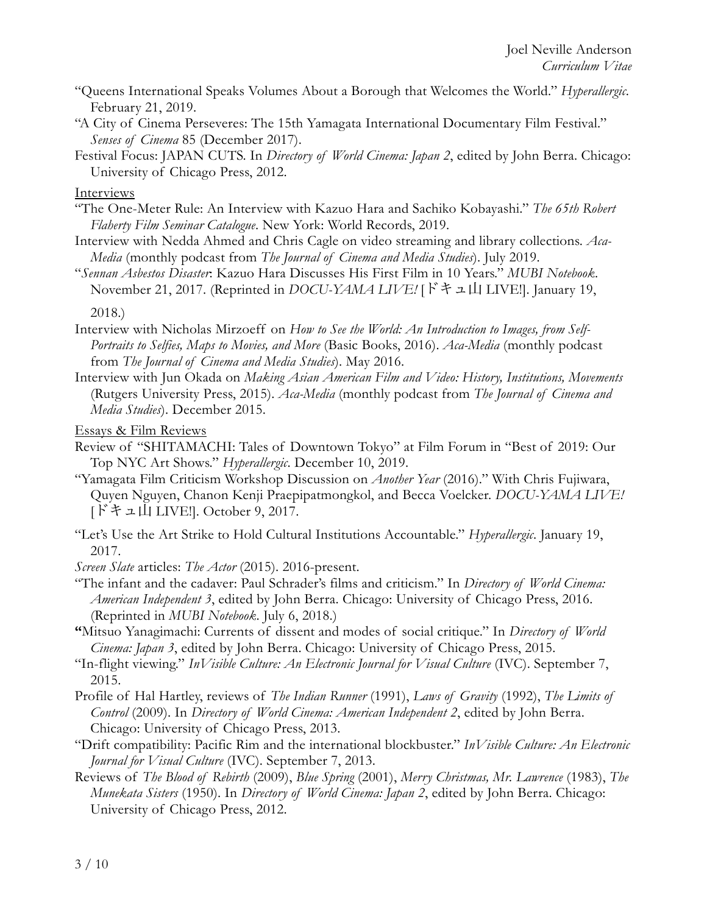"Queens International Speaks Volumes About a Borough that Welcomes the World." *Hyperallergic*. February 21, 2019.

"A City of Cinema Perseveres: The 15th Yamagata International Documentary Film Festival." *Senses of Cinema* 85 (December 2017).

Festival Focus: JAPAN CUTS. In *Directory of World Cinema: Japan 2*, edited by John Berra. Chicago: University of Chicago Press, 2012.

Interviews

"The One-Meter Rule: An Interview with Kazuo Hara and Sachiko Kobayashi." *The 65th Robert Flaherty Film Seminar Catalogue*. New York: World Records, 2019.

Interview with Nedda Ahmed and Chris Cagle on video streaming and library collections. *Aca-Media* (monthly podcast from *The Journal of Cinema and Media Studies*). July 2019.

"*Sennan Asbestos Disaster*: Kazuo Hara Discusses His First Film in 10 Years." *MUBI Notebook*. November 21, 2017. (Reprinted in *DOCU-YAMA LIVE!* [ドキュ山 LIVE!]. January 19, 2018.)

Interview with Nicholas Mirzoeff on *How to See the World: An Introduction to Images, from Self-Portraits to Selfies, Maps to Movies, and More* (Basic Books, 2016). *Aca-Media* (monthly podcast from *The Journal of Cinema and Media Studies*). May 2016.

Interview with Jun Okada on *Making Asian American Film and Video: History, Institutions, Movements* (Rutgers University Press, 2015). *Aca-Media* (monthly podcast from *The Journal of Cinema and Media Studies*). December 2015.

Essays & Film Reviews

Review of "SHITAMACHI: Tales of Downtown Tokyo" at Film Forum in "Best of 2019: Our Top NYC Art Shows." *Hyperallergic*. December 10, 2019.

"Yamagata Film Criticism Workshop Discussion on *Another Year* (2016)." With Chris Fujiwara, Quyen Nguyen, Chanon Kenji Praepipatmongkol, and Becca Voelcker. *DOCU-YAMA LIVE!* [ドキュ山 LIVE!]. October 9, 2017.

"Let's Use the Art Strike to Hold Cultural Institutions Accountable." *Hyperallergic*. January 19, 2017.

*Screen Slate* articles: *The Actor* (2015). 2016-present.

"The infant and the cadaver: Paul Schrader's films and criticism." In *Directory of World Cinema: American Independent 3*, edited by John Berra. Chicago: University of Chicago Press, 2016. (Reprinted in *MUBI Notebook*. July 6, 2018.)

**"**Mitsuo Yanagimachi: Currents of dissent and modes of social critique." In *Directory of World Cinema: Japan 3*, edited by John Berra. Chicago: University of Chicago Press, 2015.

"In-flight viewing." *InVisible Culture: An Electronic Journal for Visual Culture* (IVC). September 7, 2015.

Profile of Hal Hartley, reviews of *The Indian Runner* (1991), *Laws of Gravity* (1992), *The Limits of Control* (2009). In *Directory of World Cinema: American Independent 2*, edited by John Berra. Chicago: University of Chicago Press, 2013.

"Drift compatibility: Pacific Rim and the international blockbuster." *InVisible Culture: An Electronic Journal for Visual Culture* (IVC). September 7, 2013.

Reviews of *The Blood of Rebirth* (2009), *Blue Spring* (2001), *Merry Christmas, Mr. Lawrence* (1983), *The Munekata Sisters* (1950). In *Directory of World Cinema: Japan 2*, edited by John Berra. Chicago: University of Chicago Press, 2012.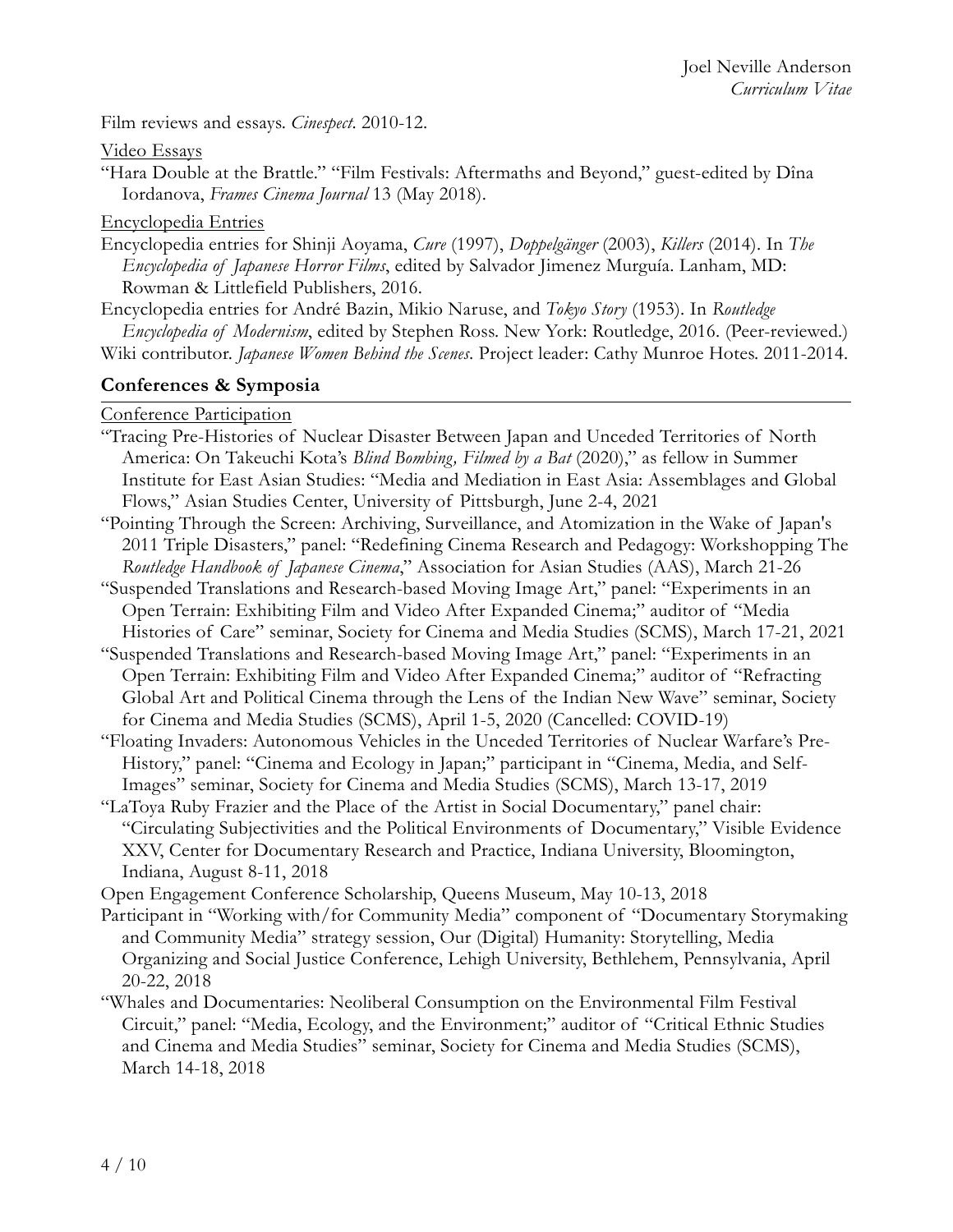Film reviews and essays. *Cinespect*. 2010-12.

<u>Video Essays</u>

"Hara Double at the Brattle." "Film Festivals: Aftermaths and Beyond," guest-edited by Dîna Iordanova, *Frames Cinema Journal* 13 (May 2018).

<u>Encyclopedia Entries</u>

Encyclopedia entries for Shinji Aoyama, *Cure* (1997), *Doppelgänger* (2003), *Killers* (2014). In *The Encyclopedia of Japanese Horror Films*, edited by Salvador Jimenez Murguía. Lanham, MD: Rowman & Littlefield Publishers, 2016.

Encyclopedia entries for André Bazin, Mikio Naruse, and *Tokyo Story* (1953). In *Routledge Encyclopedia of Modernism*, edited by Stephen Ross. New York: Routledge, 2016. (Peer-reviewed.)

Wiki contributor. *Japanese Women Behind the Scenes*. Project leader: Cathy Munroe Hotes. 2011-2014.

## Conferences & Symposia

<u>Conference Participation</u>

"Tracing Pre-Histories of Nuclear Disaster Between Japan and Unceded Territories of North America: On Takeuchi Kota's *Blind Bombing, Filmed by a Bat* (2020)," as fellow in Summer Institute for East Asian Studies: "Media and Mediation in East Asia: Assemblages and Global Flows," Asian Studies Center, University of Pittsburgh, June 2-4, 2021

"Pointing Through the Screen: Archiving, Surveillance, and Atomization in the Wake of Japan's 2011 Triple Disasters," panel: "Redefining Cinema Research and Pedagogy: Workshopping The *Routledge Handbook of Japanese Cinema*," Association for Asian Studies (AAS), March 21-26

"Suspended Translations and Research-based Moving Image Art," panel: "Experiments in an Open Terrain: Exhibiting Film and Video After Expanded Cinema;" auditor of "Media Histories of Care" seminar, Society for Cinema and Media Studies (SCMS), March 17-21, 2021

"Suspended Translations and Research-based Moving Image Art," panel: "Experiments in an Open Terrain: Exhibiting Film and Video After Expanded Cinema;" auditor of "Refracting Global Art and Political Cinema through the Lens of the Indian New Wave" seminar, Society for Cinema and Media Studies (SCMS), April 1-5, 2020 (Cancelled: COVID-19)

"Floating Invaders: Autonomous Vehicles in the Unceded Territories of Nuclear Warfare's Pre-History," panel: "Cinema and Ecology in Japan;" participant in "Cinema, Media, and Self-Images" seminar, Society for Cinema and Media Studies (SCMS), March 13-17, 2019

"LaToya Ruby Frazier and the Place of the Artist in Social Documentary," panel chair: "Circulating Subjectivities and the Political Environments of Documentary," Visible Evidence XXV, Center for Documentary Research and Practice, Indiana University, Bloomington, Indiana, August 8-11, 2018

Open Engagement Conference Scholarship, Queens Museum, May 10-13, 2018

Participant in "Working with/for Community Media" component of "Documentary Storymaking and Community Media" strategy session, Our (Digital) Humanity: Storytelling, Media Organizing and Social Justice Conference, Lehigh University, Bethlehem, Pennsylvania, April 20-22, 2018

"Whales and Documentaries: Neoliberal Consumption on the Environmental Film Festival Circuit," panel: "Media, Ecology, and the Environment;" auditor of "Critical Ethnic Studies and Cinema and Media Studies" seminar, Society for Cinema and Media Studies (SCMS), March 14-18, 2018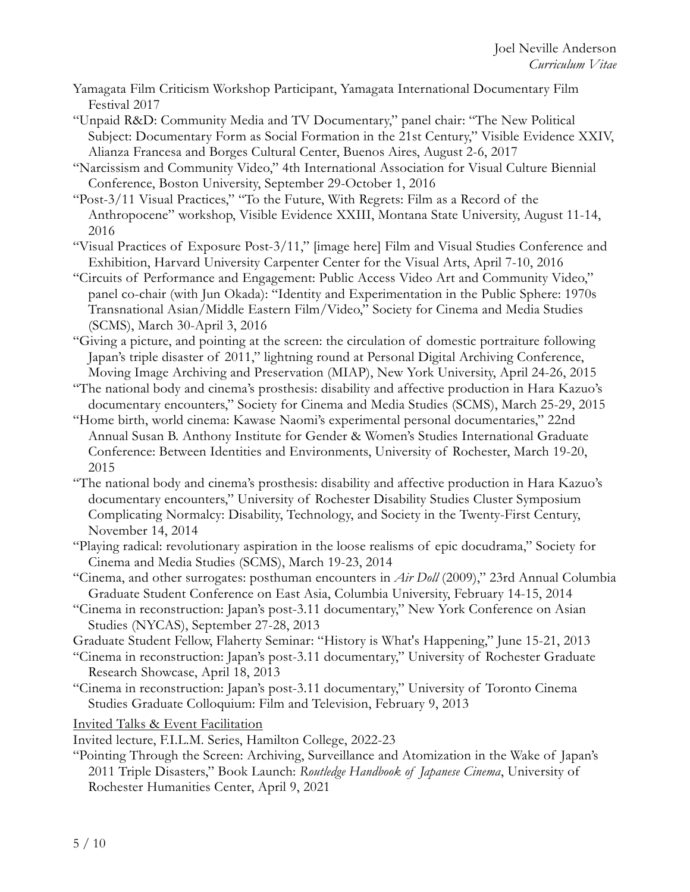Yamagata Film Criticism Workshop Participant, Yamagata International Documentary Film Festival 2017

"Unpaid R&D: Community Media and TV Documentary," panel chair: "The New Political Subject: Documentary Form as Social Formation in the 21st Century," Visible Evidence XXIV, Alianza Francesa and Borges Cultural Center, Buenos Aires, August 2-6, 2017

"Narcissism and Community Video," 4th International Association for Visual Culture Biennial Conference, Boston University, September 29-October 1, 2016

"Post-3/11 Visual Practices," "To the Future, With Regrets: Film as a Record of the Anthropocene" workshop, Visible Evidence XXIII, Montana State University, August 11-14, 2016

"Visual Practices of Exposure Post-3/11," [image here] Film and Visual Studies Conference and Exhibition, Harvard University Carpenter Center for the Visual Arts, April 7-10, 2016

"Circuits of Performance and Engagement: Public Access Video Art and Community Video," panel co-chair (with Jun Okada): "Identity and Experimentation in the Public Sphere: 1970s Transnational Asian/Middle Eastern Film/Video," Society for Cinema and Media Studies (SCMS), March 30-April 3, 2016

"Giving a picture, and pointing at the screen: the circulation of domestic portraiture following Japan's triple disaster of 2011," lightning round at Personal Digital Archiving Conference, Moving Image Archiving and Preservation (MIAP), New York University, April 24-26, 2015

"The national body and cinema's prosthesis: disability and affective production in Hara Kazuo's documentary encounters," Society for Cinema and Media Studies (SCMS), March 25-29, 2015

"Home birth, world cinema: Kawase Naomi's experimental personal documentaries," 22nd Annual Susan B. Anthony Institute for Gender & Women's Studies International Graduate Conference: Between Identities and Environments, University of Rochester, March 19-20, 2015

"The national body and cinema's prosthesis: disability and affective production in Hara Kazuo's documentary encounters," University of Rochester Disability Studies Cluster Symposium Complicating Normalcy: Disability, Technology, and Society in the Twenty-First Century, November 14, 2014

"Playing radical: revolutionary aspiration in the loose realisms of epic docudrama," Society for Cinema and Media Studies (SCMS), March 19-23, 2014

"Cinema, and other surrogates: posthuman encounters in *Air Doll* (2009)," 23rd Annual Columbia Graduate Student Conference on East Asia, Columbia University, February 14-15, 2014

"Cinema in reconstruction: Japan's post-3.11 documentary," New York Conference on Asian Studies (NYCAS), September 27-28, 2013

Graduate Student Fellow, Flaherty Seminar: "History is What's Happening," June 15-21, 2013

"Cinema in reconstruction: Japan's post-3.11 documentary," University of Rochester Graduate Research Showcase, April 18, 2013

"Cinema in reconstruction: Japan's post-3.11 documentary," University of Toronto Cinema Studies Graduate Colloquium: Film and Television, February 9, 2013

<u>Invited Talks & Event Facilitation</u>

Invited lecture, F.I.L.M. Series, Hamilton College, 2022-23

"Pointing Through the Screen: Archiving, Surveillance and Atomization in the Wake of Japan's 2011 Triple Disasters," Book Launch: *Routledge Handbook of Japanese Cinema*, University of Rochester Humanities Center, April 9, 2021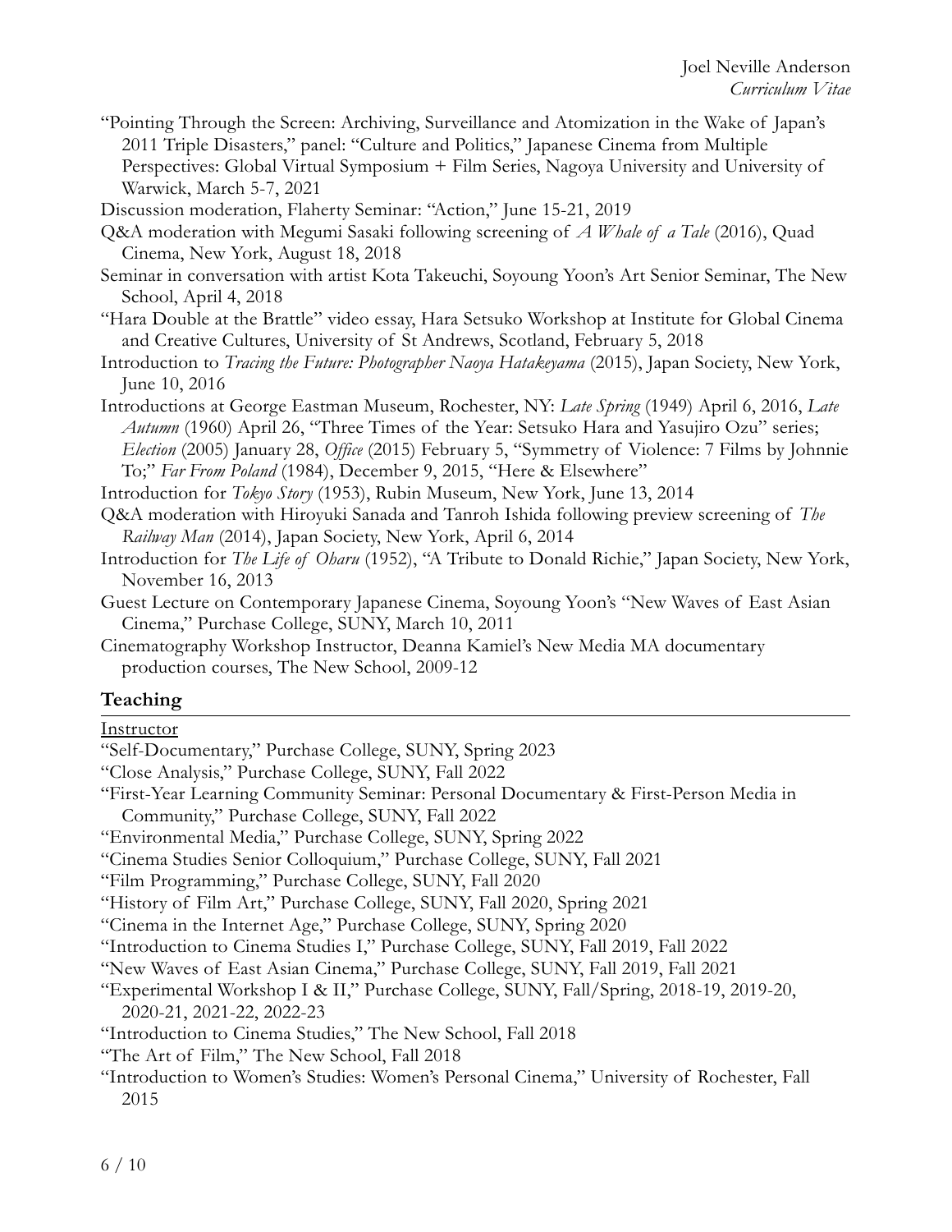"Pointing Through the Screen: Archiving, Surveillance and Atomization in the Wake of Japan's 2011 Triple Disasters," panel: "Culture and Politics," Japanese Cinema from Multiple Perspectives: Global Virtual Symposium + Film Series, Nagoya University and University of Warwick, March 5-7, 2021

Discussion moderation, Flaherty Seminar: "Action," June 15-21, 2019

Q&A moderation with Megumi Sasaki following screening of *A Whale of a Tale* (2016), Quad Cinema, New York, August 18, 2018

Seminar in conversation with artist Kota Takeuchi, Soyoung Yoon's Art Senior Seminar, The New School, April 4, 2018

"Hara Double at the Brattle" video essay, Hara Setsuko Workshop at Institute for Global Cinema and Creative Cultures, University of St Andrews, Scotland, February 5, 2018

Introduction to *Tracing the Future: Photographer Naoya Hatakeyama* (2015), Japan Society, New York, June 10, 2016

Introductions at George Eastman Museum, Rochester, NY: *Late Spring* (1949) April 6, 2016, *Late Autumn* (1960) April 26, "Three Times of the Year: Setsuko Hara and Yasujiro Ozu" series; *Election* (2005) January 28, *Office* (2015) February 5, "Symmetry of Violence: 7 Films by Johnnie To;" *Far From Poland* (1984), December 9, 2015, "Here & Elsewhere"

Introduction for *Tokyo Story* (1953), Rubin Museum, New York, June 13, 2014

Q&A moderation with Hiroyuki Sanada and Tanroh Ishida following preview screening of *The Railway Man* (2014), Japan Society, New York, April 6, 2014

Introduction for *The Life of Oharu* (1952), "A Tribute to Donald Richie," Japan Society, New York, November 16, 2013

Guest Lecture on Contemporary Japanese Cinema, Soyoung Yoon's "New Waves of East Asian Cinema," Purchase College, SUNY, March 10, 2011

Cinematography Workshop Instructor, Deanna Kamiel's New Media MA documentary production courses, The New School, 2009-12

## Teaching

<u>Instructor</u>

"Self-Documentary," Purchase College, SUNY, Spring 2023

"Close Analysis," Purchase College, SUNY, Fall 2022

"First-Year Learning Community Seminar: Personal Documentary & First-Person Media in Community," Purchase College, SUNY, Fall 2022

"Environmental Media," Purchase College, SUNY, Spring 2022

"Cinema Studies Senior Colloquium," Purchase College, SUNY, Fall 2021

"Film Programming," Purchase College, SUNY, Fall 2020

"History of Film Art," Purchase College, SUNY, Fall 2020, Spring 2021

"Cinema in the Internet Age," Purchase College, SUNY, Spring 2020

"Introduction to Cinema Studies I," Purchase College, SUNY, Fall 2019, Fall 2022

"New Waves of East Asian Cinema," Purchase College, SUNY, Fall 2019, Fall 2021

"Experimental Workshop I & II," Purchase College, SUNY, Fall/Spring, 2018-19, 2019-20, 2020-21, 2021-22, 2022-23

"Introduction to Cinema Studies," The New School, Fall 2018

"The Art of Film," The New School, Fall 2018

"Introduction to Women's Studies: Women's Personal Cinema," University of Rochester, Fall 2015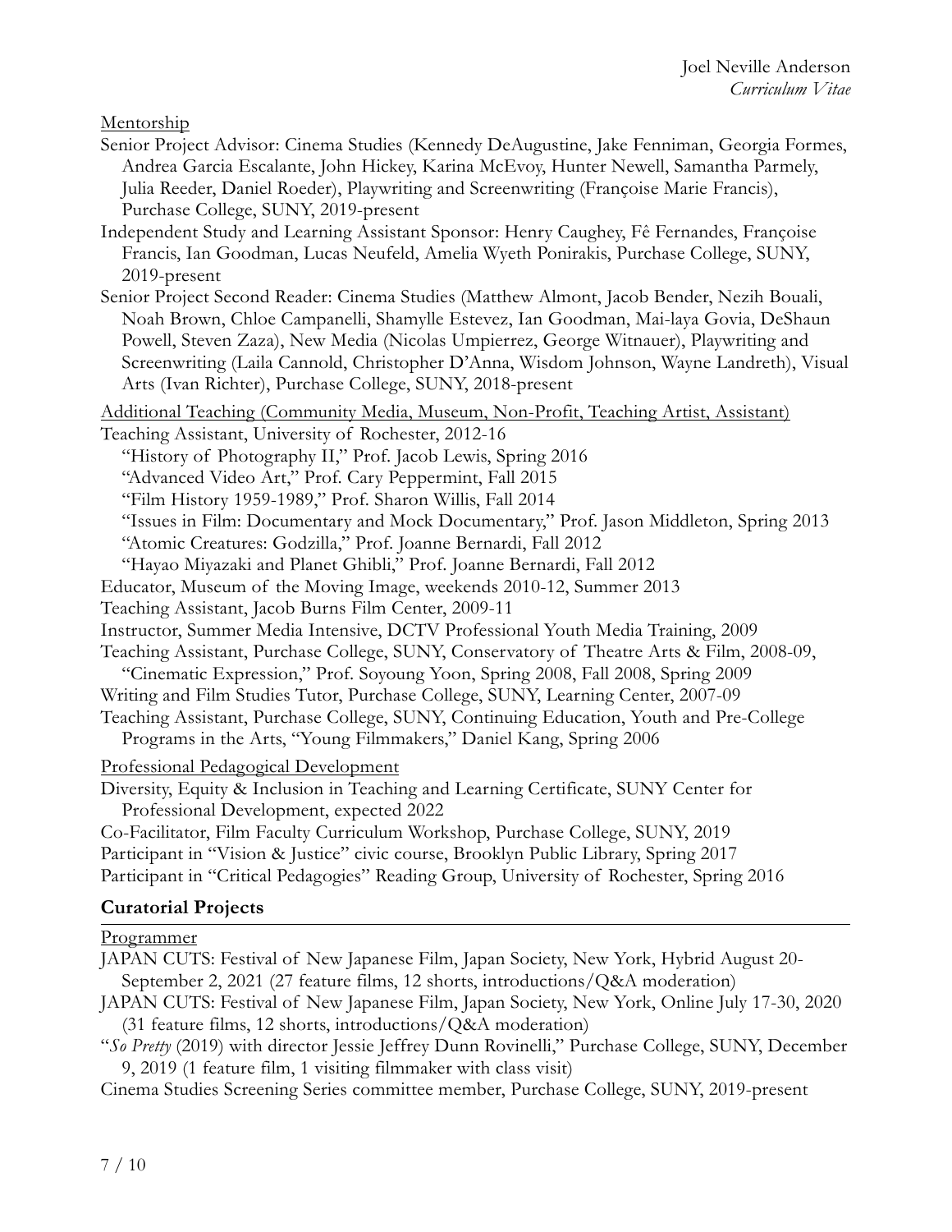Mentorship

Senior Project Advisor: Cinema Studies (Kennedy DeAugustine, Jake Fenniman, Georgia Formes, Andrea Garcia Escalante, John Hickey, Karina McEvoy, Hunter Newell, Samantha Parmely, Julia Reeder, Daniel Roeder), Playwriting and Screenwriting (Françoise Marie Francis), Purchase College, SUNY, 2019-present

Independent Study and Learning Assistant Sponsor: Henry Caughey, Fê Fernandes, Françoise Francis, Ian Goodman, Lucas Neufeld, Amelia Wyeth Ponirakis, Purchase College, SUNY, 2019-present

Senior Project Second Reader: Cinema Studies (Matthew Almont, Jacob Bender, Nezih Bouali, Noah Brown, Chloe Campanelli, Shamylle Estevez, Ian Goodman, Mai-laya Govia, DeShaun Powell, Steven Zaza), New Media (Nicolas Umpierrez, George Witnauer), Playwriting and Screenwriting (Laila Cannold, Christopher D'Anna, Wisdom Johnson, Wayne Landreth), Visual Arts (Ivan Richter), Purchase College, SUNY, 2018-present

Additional Teaching (Community Media, Museum, Non-Profit, Teaching Artist, Assistant)

Teaching Assistant, University of Rochester, 2012-16
- "History of Photography II," Prof. Jacob Lewis, Spring 2016
- "Advanced Video Art," Prof. Cary Peppermint, Fall 2015
- "Film History 1959-1989," Prof. Sharon Willis, Fall 2014
- "Issues in Film: Documentary and Mock Documentary," Prof. Jason Middleton, Spring 2013
- "Atomic Creatures: Godzilla," Prof. Joanne Bernardi, Fall 2012
- "Hayao Miyazaki and Planet Ghibli," Prof. Joanne Bernardi, Fall 2012

Educator, Museum of the Moving Image, weekends 2010-12, Summer 2013

Teaching Assistant, Jacob Burns Film Center, 2009-11

Instructor, Summer Media Intensive, DCTV Professional Youth Media Training, 2009

Teaching Assistant, Purchase College, SUNY, Conservatory of Theatre Arts & Film, 2008-09, "Cinematic Expression," Prof. Soyoung Yoon, Spring 2008, Fall 2008, Spring 2009

Writing and Film Studies Tutor, Purchase College, SUNY, Learning Center, 2007-09

Teaching Assistant, Purchase College, SUNY, Continuing Education, Youth and Pre-College Programs in the Arts, "Young Filmmakers," Daniel Kang, Spring 2006

Professional Pedagogical Development

Diversity, Equity & Inclusion in Teaching and Learning Certificate, SUNY Center for Professional Development, expected 2022

Co-Facilitator, Film Faculty Curriculum Workshop, Purchase College, SUNY, 2019

Participant in "Vision & Justice" civic course, Brooklyn Public Library, Spring 2017

Participant in "Critical Pedagogies" Reading Group, University of Rochester, Spring 2016

## Curatorial Projects

Programmer

JAPAN CUTS: Festival of New Japanese Film, Japan Society, New York, Hybrid August 20-September 2, 2021 (27 feature films, 12 shorts, introductions/Q&A moderation)

JAPAN CUTS: Festival of New Japanese Film, Japan Society, New York, Online July 17-30, 2020 (31 feature films, 12 shorts, introductions/Q&A moderation)

"*So Pretty* (2019) with director Jessie Jeffrey Dunn Rovinelli," Purchase College, SUNY, December 9, 2019 (1 feature film, 1 visiting filmmaker with class visit)

Cinema Studies Screening Series committee member, Purchase College, SUNY, 2019-present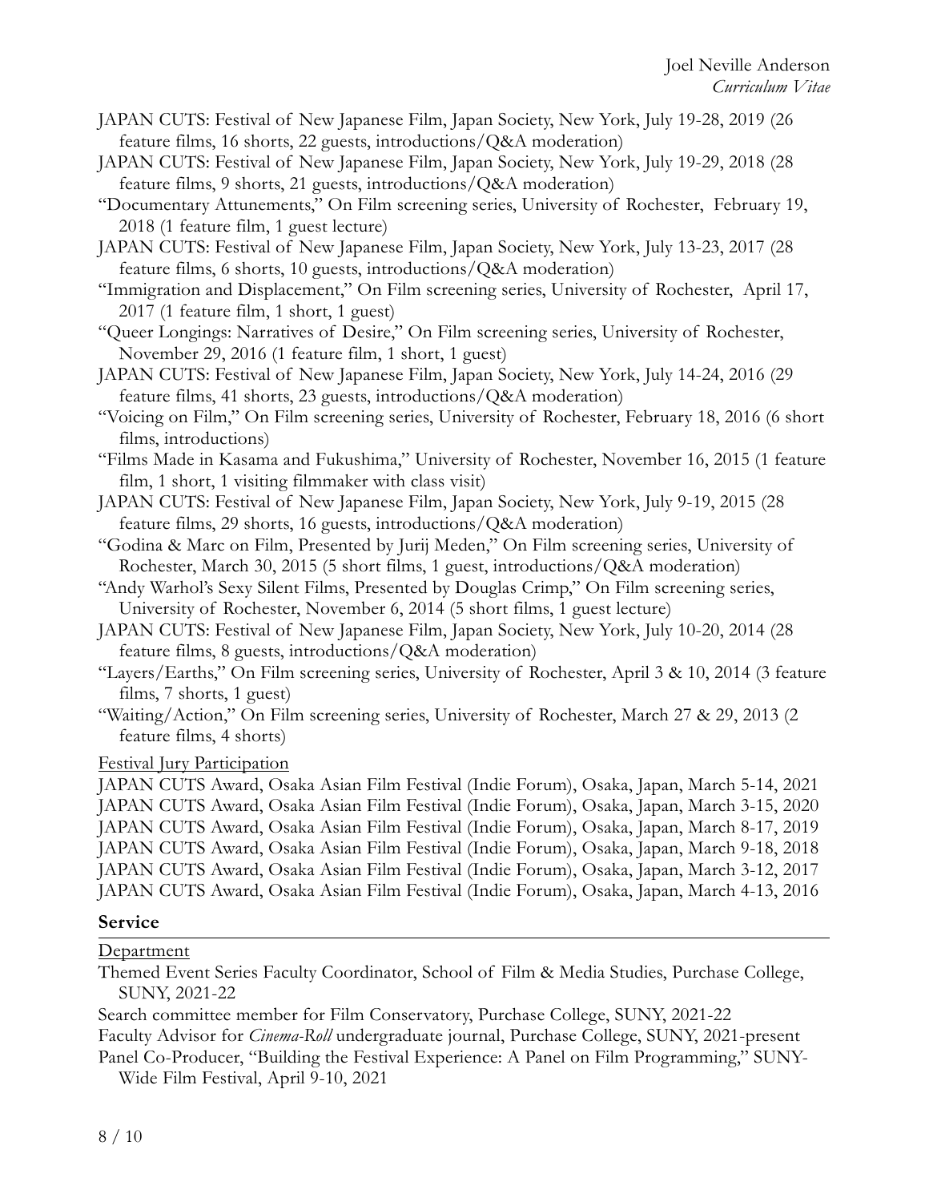JAPAN CUTS: Festival of New Japanese Film, Japan Society, New York, July 19-28, 2019 (26 feature films, 16 shorts, 22 guests, introductions/Q&A moderation)

JAPAN CUTS: Festival of New Japanese Film, Japan Society, New York, July 19-29, 2018 (28 feature films, 9 shorts, 21 guests, introductions/Q&A moderation)

"Documentary Attunements," On Film screening series, University of Rochester, February 19, 2018 (1 feature film, 1 guest lecture)

JAPAN CUTS: Festival of New Japanese Film, Japan Society, New York, July 13-23, 2017 (28 feature films, 6 shorts, 10 guests, introductions/Q&A moderation)

"Immigration and Displacement," On Film screening series, University of Rochester, April 17, 2017 (1 feature film, 1 short, 1 guest)

"Queer Longings: Narratives of Desire," On Film screening series, University of Rochester, November 29, 2016 (1 feature film, 1 short, 1 guest)

JAPAN CUTS: Festival of New Japanese Film, Japan Society, New York, July 14-24, 2016 (29 feature films, 41 shorts, 23 guests, introductions/Q&A moderation)

"Voicing on Film," On Film screening series, University of Rochester, February 18, 2016 (6 short films, introductions)

"Films Made in Kasama and Fukushima," University of Rochester, November 16, 2015 (1 feature film, 1 short, 1 visiting filmmaker with class visit)

JAPAN CUTS: Festival of New Japanese Film, Japan Society, New York, July 9-19, 2015 (28 feature films, 29 shorts, 16 guests, introductions/Q&A moderation)

"Godina & Marc on Film, Presented by Jurij Meden," On Film screening series, University of Rochester, March 30, 2015 (5 short films, 1 guest, introductions/Q&A moderation)

"Andy Warhol's Sexy Silent Films, Presented by Douglas Crimp," On Film screening series, University of Rochester, November 6, 2014 (5 short films, 1 guest lecture)

JAPAN CUTS: Festival of New Japanese Film, Japan Society, New York, July 10-20, 2014 (28 feature films, 8 guests, introductions/Q&A moderation)

"Layers/Earths," On Film screening series, University of Rochester, April 3 & 10, 2014 (3 feature films, 7 shorts, 1 guest)

"Waiting/Action," On Film screening series, University of Rochester, March 27 & 29, 2013 (2 feature films, 4 shorts)

<u>Festival Jury Participation</u>

JAPAN CUTS Award, Osaka Asian Film Festival (Indie Forum), Osaka, Japan, March 5-14, 2021

JAPAN CUTS Award, Osaka Asian Film Festival (Indie Forum), Osaka, Japan, March 3-15, 2020

JAPAN CUTS Award, Osaka Asian Film Festival (Indie Forum), Osaka, Japan, March 8-17, 2019

JAPAN CUTS Award, Osaka Asian Film Festival (Indie Forum), Osaka, Japan, March 9-18, 2018

JAPAN CUTS Award, Osaka Asian Film Festival (Indie Forum), Osaka, Japan, March 3-12, 2017

JAPAN CUTS Award, Osaka Asian Film Festival (Indie Forum), Osaka, Japan, March 4-13, 2016

## Service

<u>Department</u>

Themed Event Series Faculty Coordinator, School of Film & Media Studies, Purchase College, SUNY, 2021-22

Search committee member for Film Conservatory, Purchase College, SUNY, 2021-22

Faculty Advisor for *Cinema-Roll* undergraduate journal, Purchase College, SUNY, 2021-present

Panel Co-Producer, "Building the Festival Experience: A Panel on Film Programming," SUNY-Wide Film Festival, April 9-10, 2021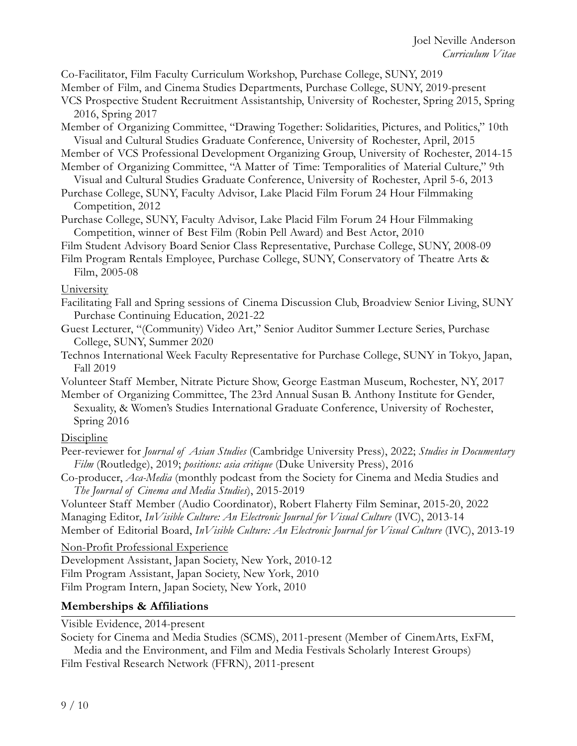Co-Facilitator, Film Faculty Curriculum Workshop, Purchase College, SUNY, 2019

Member of Film, and Cinema Studies Departments, Purchase College, SUNY, 2019-present

VCS Prospective Student Recruitment Assistantship, University of Rochester, Spring 2015, Spring 2016, Spring 2017

Member of Organizing Committee, "Drawing Together: Solidarities, Pictures, and Politics," 10th Visual and Cultural Studies Graduate Conference, University of Rochester, April, 2015

Member of VCS Professional Development Organizing Group, University of Rochester, 2014-15

Member of Organizing Committee, "A Matter of Time: Temporalities of Material Culture," 9th Visual and Cultural Studies Graduate Conference, University of Rochester, April 5-6, 2013

Purchase College, SUNY, Faculty Advisor, Lake Placid Film Forum 24 Hour Filmmaking Competition, 2012

Purchase College, SUNY, Faculty Advisor, Lake Placid Film Forum 24 Hour Filmmaking Competition, winner of Best Film (Robin Pell Award) and Best Actor, 2010

Film Student Advisory Board Senior Class Representative, Purchase College, SUNY, 2008-09

Film Program Rentals Employee, Purchase College, SUNY, Conservatory of Theatre Arts & Film, 2005-08

<u>University</u>

Facilitating Fall and Spring sessions of Cinema Discussion Club, Broadview Senior Living, SUNY Purchase Continuing Education, 2021-22

Guest Lecturer, "(Community) Video Art," Senior Auditor Summer Lecture Series, Purchase College, SUNY, Summer 2020

Technos International Week Faculty Representative for Purchase College, SUNY in Tokyo, Japan, Fall 2019

Volunteer Staff Member, Nitrate Picture Show, George Eastman Museum, Rochester, NY, 2017

Member of Organizing Committee, The 23rd Annual Susan B. Anthony Institute for Gender, Sexuality, & Women's Studies International Graduate Conference, University of Rochester, Spring 2016

<u>Discipline</u>

Peer-reviewer for *Journal of Asian Studies* (Cambridge University Press), 2022; *Studies in Documentary Film* (Routledge), 2019; *positions: asia critique* (Duke University Press), 2016

Co-producer, *Aca-Media* (monthly podcast from the Society for Cinema and Media Studies and *The Journal of Cinema and Media Studies*), 2015-2019

Volunteer Staff Member (Audio Coordinator), Robert Flaherty Film Seminar, 2015-20, 2022

Managing Editor, *InVisible Culture: An Electronic Journal for Visual Culture* (IVC), 2013-14

Member of Editorial Board, *InVisible Culture: An Electronic Journal for Visual Culture* (IVC), 2013-19

<u>Non-Profit Professional Experience</u>

Development Assistant, Japan Society, New York, 2010-12

Film Program Assistant, Japan Society, New York, 2010

Film Program Intern, Japan Society, New York, 2010

## Memberships & Affiliations

Visible Evidence, 2014-present

Society for Cinema and Media Studies (SCMS), 2011-present (Member of CinemArts, ExFM, Media and the Environment, and Film and Media Festivals Scholarly Interest Groups)

Film Festival Research Network (FFRN), 2011-present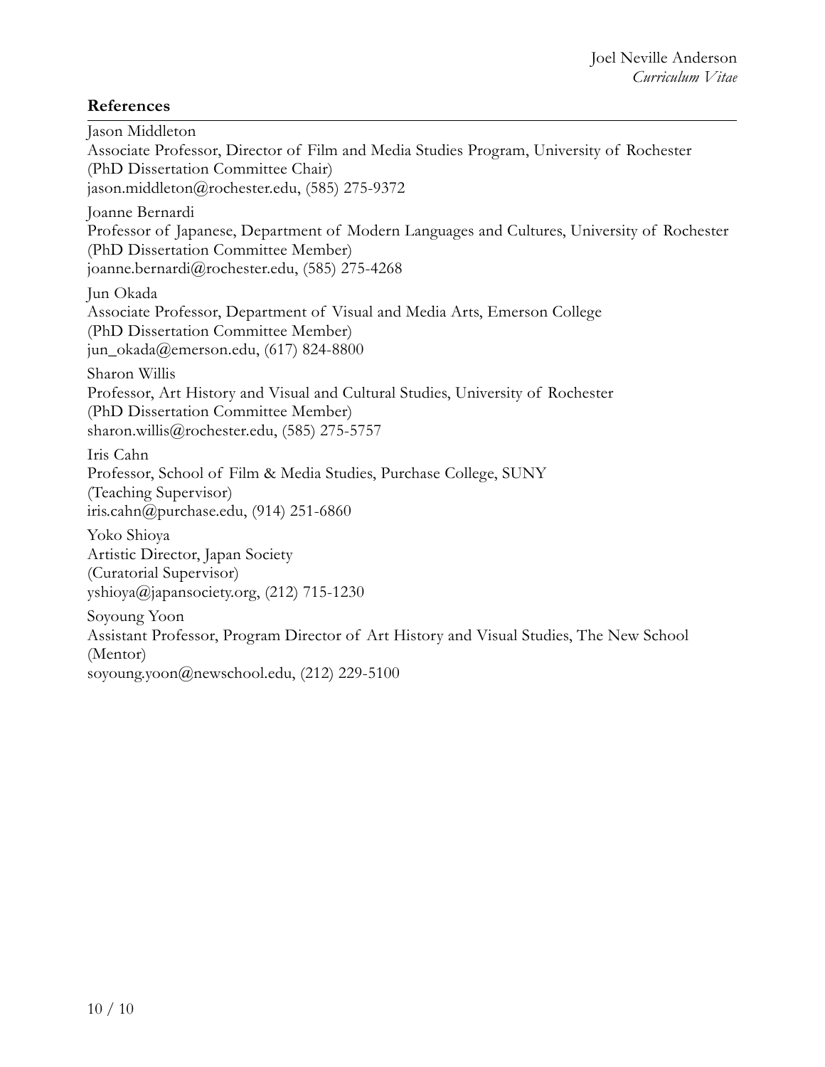## References

Jason Middleton
Associate Professor, Director of Film and Media Studies Program, University of Rochester
(PhD Dissertation Committee Chair)
jason.middleton@rochester.edu, (585) 275-9372

Joanne Bernardi
Professor of Japanese, Department of Modern Languages and Cultures, University of Rochester
(PhD Dissertation Committee Member)
joanne.bernardi@rochester.edu, (585) 275-4268

Jun Okada
Associate Professor, Department of Visual and Media Arts, Emerson College
(PhD Dissertation Committee Member)
jun_okada@emerson.edu, (617) 824-8800

Sharon Willis
Professor, Art History and Visual and Cultural Studies, University of Rochester
(PhD Dissertation Committee Member)
sharon.willis@rochester.edu, (585) 275-5757

Iris Cahn
Professor, School of Film & Media Studies, Purchase College, SUNY
(Teaching Supervisor)
iris.cahn@purchase.edu, (914) 251-6860

Yoko Shioya
Artistic Director, Japan Society
(Curatorial Supervisor)
yshioya@japansociety.org, (212) 715-1230

Soyoung Yoon
Assistant Professor, Program Director of Art History and Visual Studies, The New School
(Mentor)
soyoung.yoon@newschool.edu, (212) 229-5100